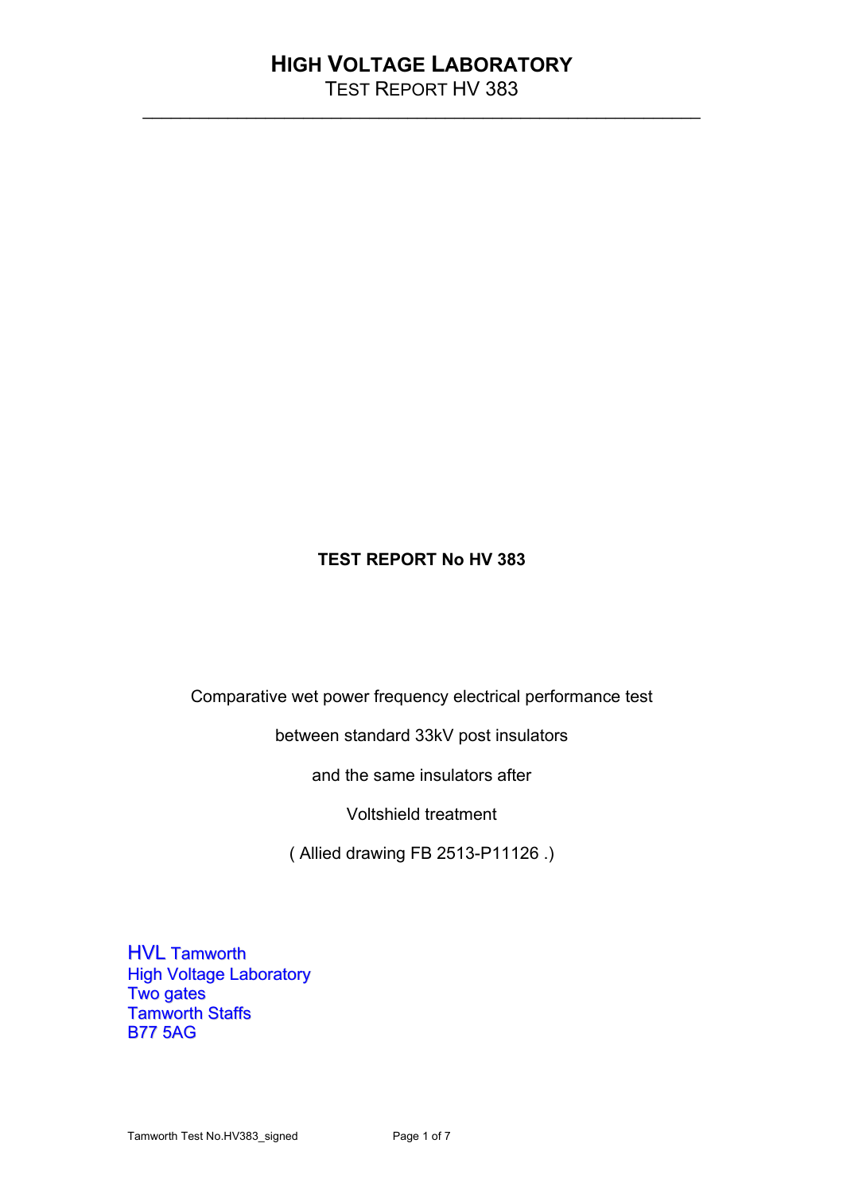# HIGH VOLTAGE LABORATORY

TEST REPORT HV 383

---

**TEST REPORT No HV 383**

Comparative wet power frequency electrical performance test

between standard 33kV post insulators

and the same insulators after

Voltshield treatment

( Allied drawing FB 2513-P11126 .)

HVL Tamworth
High Voltage Laboratory
Two gates
Tamworth Staffs
B77 5AG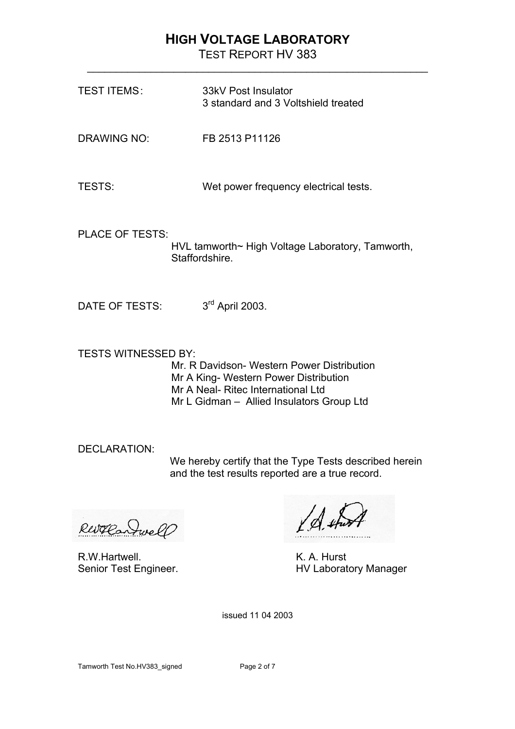# HIGH VOLTAGE LABORATORY

TEST REPORT HV 383

---

TEST ITEMS: 33kV Post Insulator
3 standard and 3 Voltshield treated

DRAWING NO: FB 2513 P11126

TESTS: Wet power frequency electrical tests.

PLACE OF TESTS:
HVL tamworth~ High Voltage Laboratory, Tamworth, Staffordshire.

DATE OF TESTS: 3rd April 2003.

TESTS WITNESSED BY:
Mr. R Davidson- Western Power Distribution
Mr A King- Western Power Distribution
Mr A Neal- Ritec International Ltd
Mr L Gidman – Allied Insulators Group Ltd

DECLARATION:
We hereby certify that the Type Tests described herein and the test results reported are a true record.

R.W.Hartwell.
Senior Test Engineer.

K. A. Hurst
HV Laboratory Manager

issued 11 04 2003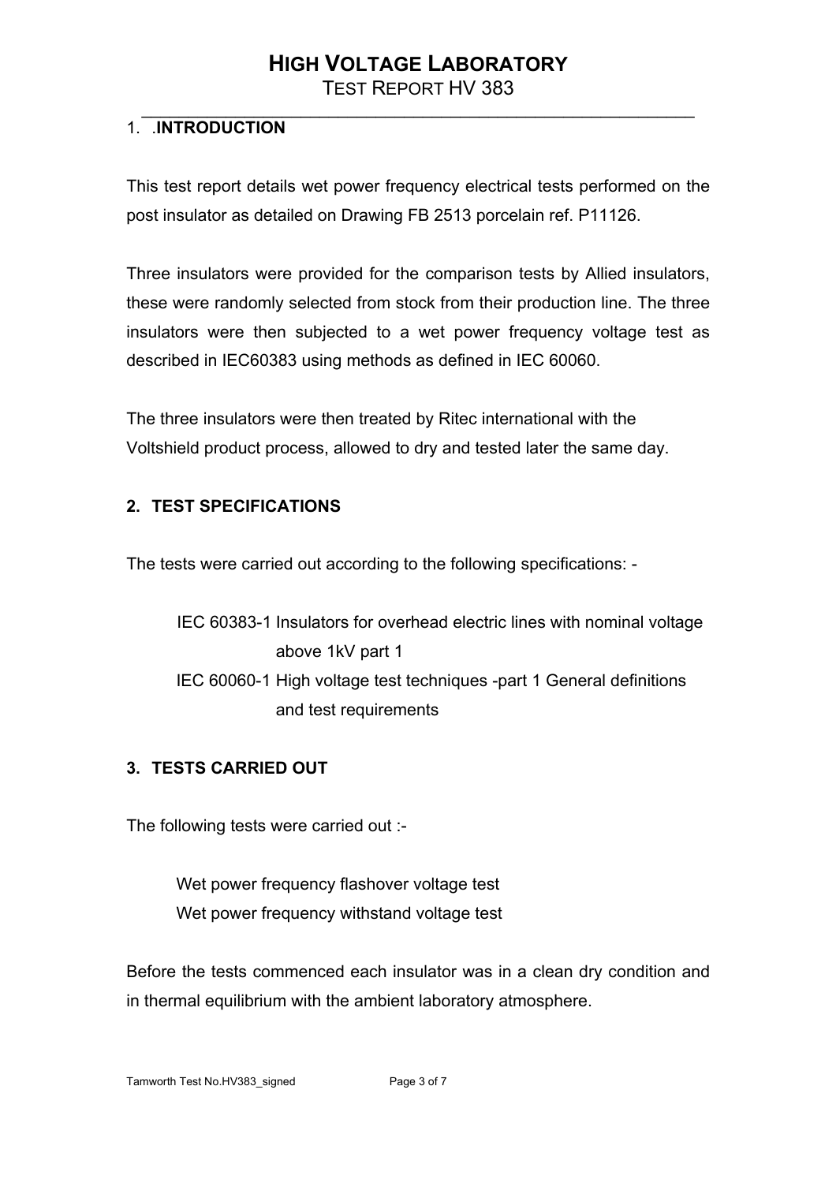## 1. .INTRODUCTION

This test report details wet power frequency electrical tests performed on the post insulator as detailed on Drawing FB 2513 porcelain ref. P11126.

Three insulators were provided for the comparison tests by Allied insulators, these were randomly selected from stock from their production line. The three insulators were then subjected to a wet power frequency voltage test as described in IEC60383 using methods as defined in IEC 60060.

The three insulators were then treated by Ritec international with the Voltshield product process, allowed to dry and tested later the same day.

## 2. TEST SPECIFICATIONS

The tests were carried out according to the following specifications: -

IEC 60383-1 Insulators for overhead electric lines with nominal voltage above 1kV part 1

IEC 60060-1 High voltage test techniques -part 1 General definitions and test requirements

## 3. TESTS CARRIED OUT

The following tests were carried out :-

Wet power frequency flashover voltage test

Wet power frequency withstand voltage test

Before the tests commenced each insulator was in a clean dry condition and in thermal equilibrium with the ambient laboratory atmosphere.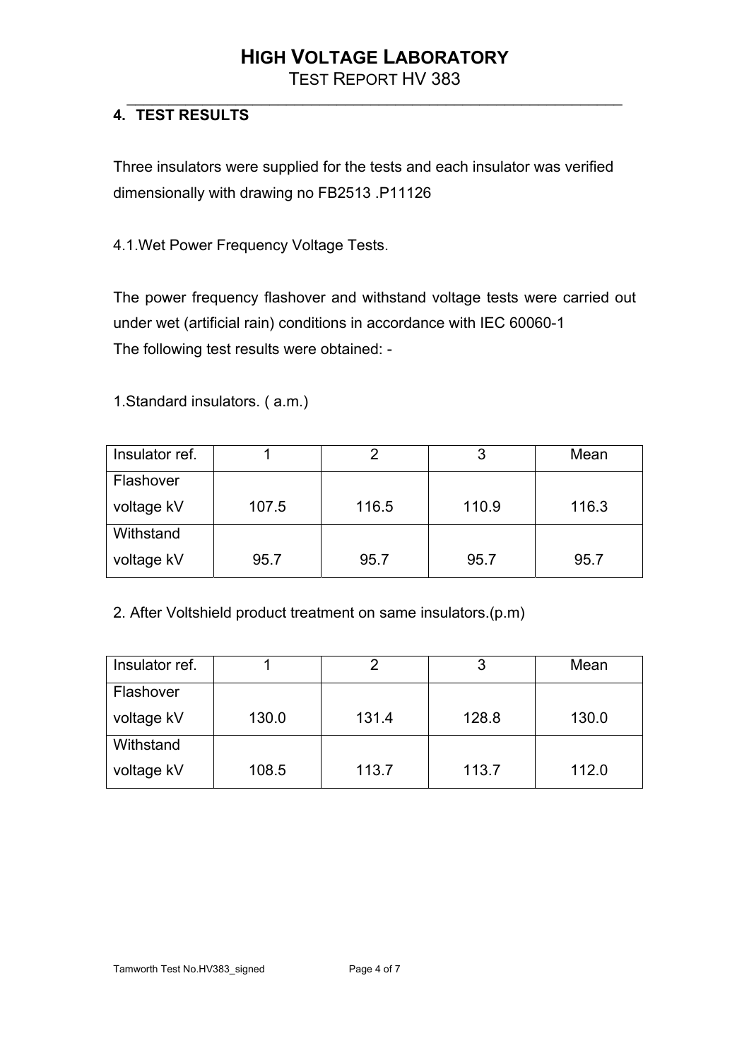## 4. TEST RESULTS

Three insulators were supplied for the tests and each insulator was verified dimensionally with drawing no FB2513 .P11126

4.1.Wet Power Frequency Voltage Tests.

The power frequency flashover and withstand voltage tests were carried out under wet (artificial rain) conditions in accordance with IEC 60060-1
The following test results were obtained: -

1.Standard insulators. ( a.m.)

| Insulator ref. | 1 | 2 | 3 | Mean |
|---|---|---|---|---|
| Flashover voltage kV | 107.5 | 116.5 | 110.9 | 116.3 |
| Withstand voltage kV | 95.7 | 95.7 | 95.7 | 95.7 |

2. After Voltshield product treatment on same insulators.(p.m)

| Insulator ref. | 1 | 2 | 3 | Mean |
|---|---|---|---|---|
| Flashover voltage kV | 130.0 | 131.4 | 128.8 | 130.0 |
| Withstand voltage kV | 108.5 | 113.7 | 113.7 | 112.0 |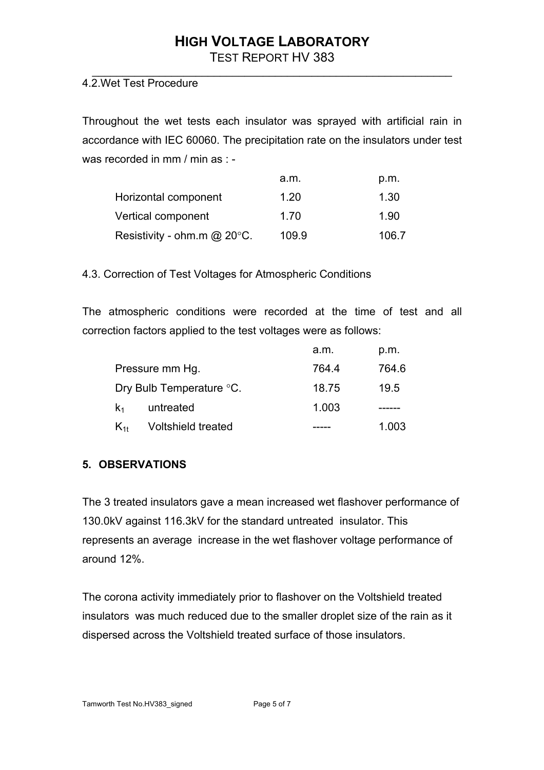### 4.2. Wet Test Procedure

Throughout the wet tests each insulator was sprayed with artificial rain in accordance with IEC 60060. The precipitation rate on the insulators under test was recorded in mm / min as : -

| | a.m. | p.m. |
|---|---|---|
| Horizontal component | 1.20 | 1.30 |
| Vertical component | 1.70 | 1.90 |
| Resistivity - ohm.m @ 20°C. | 109.9 | 106.7 |

### 4.3. Correction of Test Voltages for Atmospheric Conditions

The atmospheric conditions were recorded at the time of test and all correction factors applied to the test voltages were as follows:

| | a.m. | p.m. |
|---|---|---|
| Pressure mm Hg. | 764.4 | 764.6 |
| Dry Bulb Temperature °C. | 18.75 | 19.5 |
| $k_1$ untreated | 1.003 | ------ |
| $K_{1t}$ Voltshield treated | ----- | 1.003 |

## 5. OBSERVATIONS

The 3 treated insulators gave a mean increased wet flashover performance of 130.0kV against 116.3kV for the standard untreated insulator. This represents an average increase in the wet flashover voltage performance of around 12%.

The corona activity immediately prior to flashover on the Voltshield treated insulators was much reduced due to the smaller droplet size of the rain as it dispersed across the Voltshield treated surface of those insulators.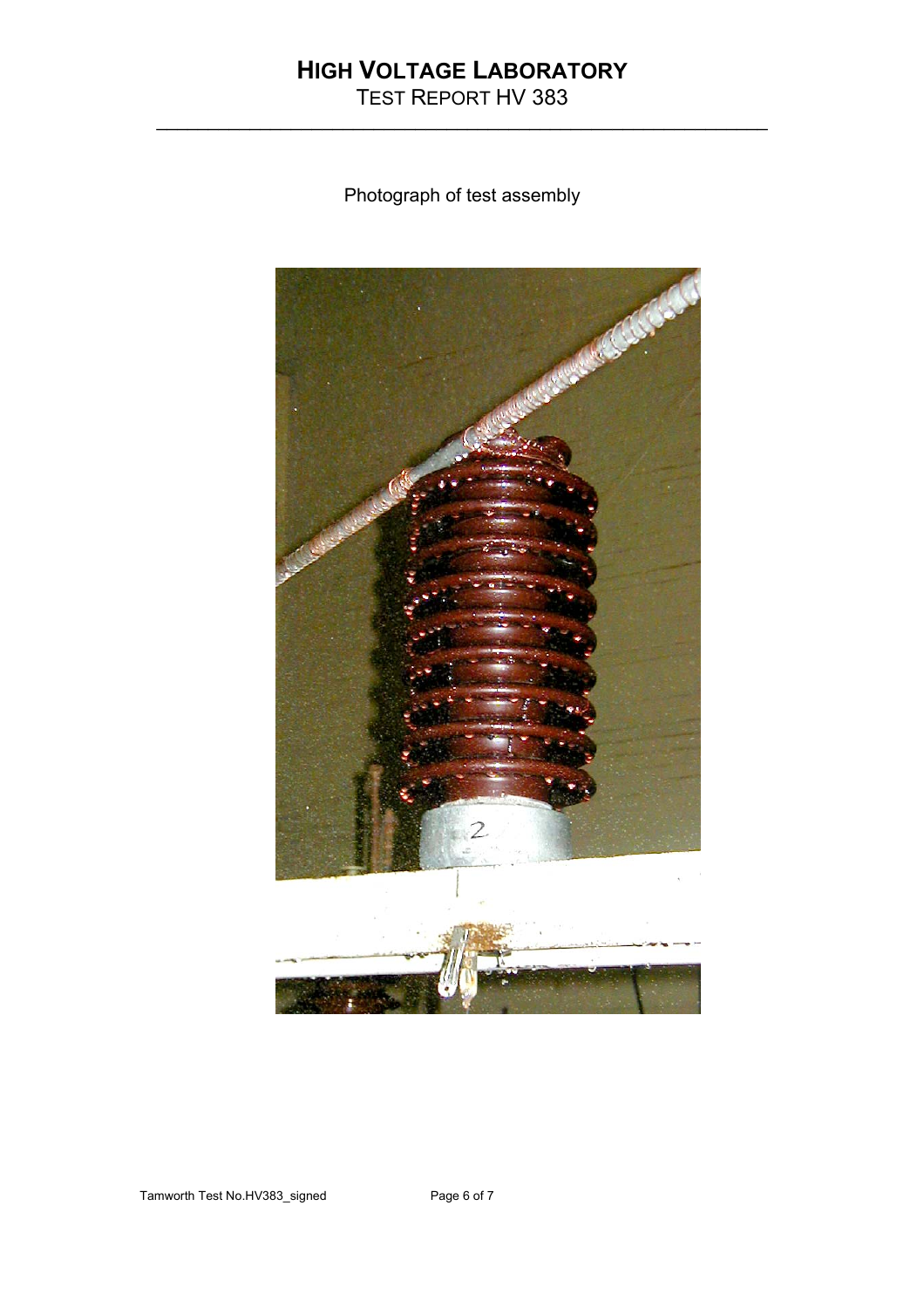Photograph of test assembly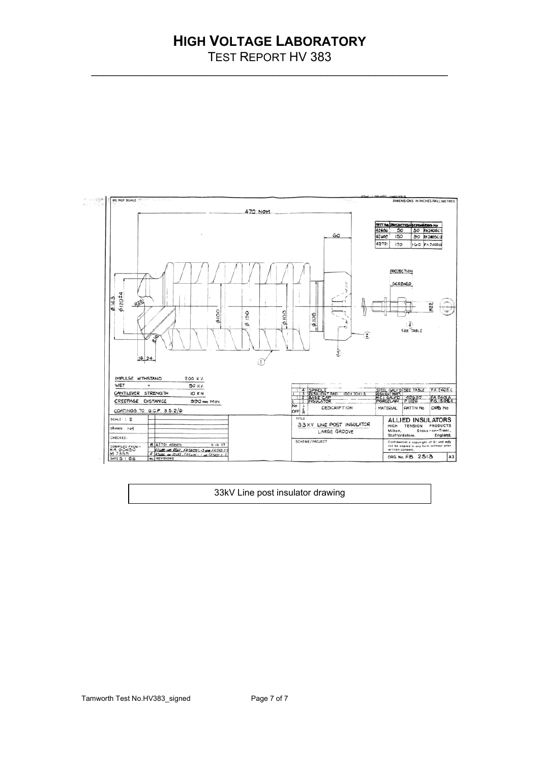33kV Line post insulator drawing